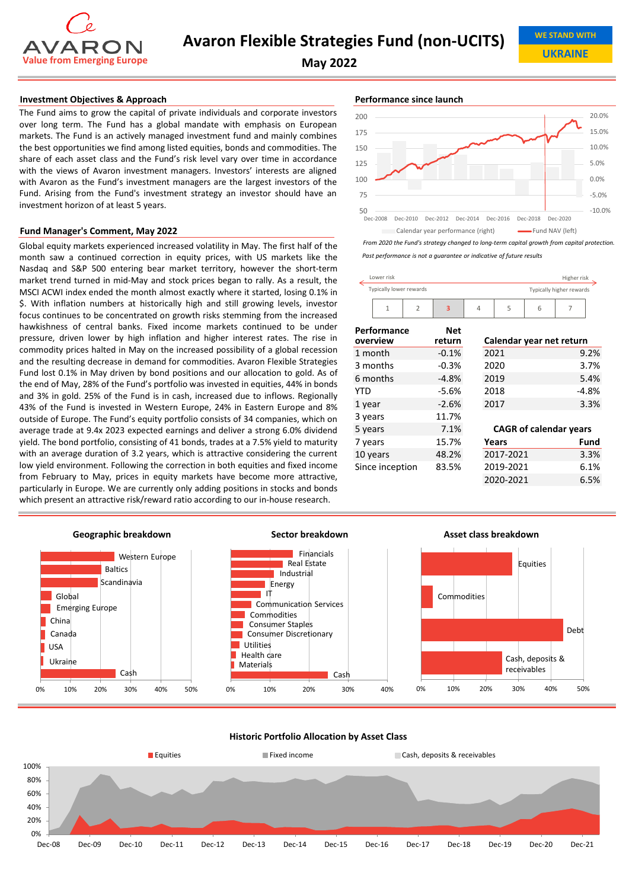# Avaron Flexible Strategies Fund (non-UCITS)

## May 2022

AVARON — Value from Emerging Europe

WE STAND WITH UKRAINE

### Investment Objectives & Approach

The Fund aims to grow the capital of private individuals and corporate investors over long term. The Fund has a global mandate with emphasis on European markets. The Fund is an actively managed investment fund and mainly combines the best opportunities we find among listed equities, bonds and commodities. The share of each asset class and the Fund's risk level vary over time in accordance with the views of Avaron investment managers. Investors' interests are aligned with Avaron as the Fund's investment managers are the largest investors of the Fund. Arising from the Fund's investment strategy an investor should have an investment horizon of at least 5 years.

### Fund Manager's Comment, May 2022

Global equity markets experienced increased volatility in May. The first half of the month saw a continued correction in equity prices, with US markets like the Nasdaq and S&P 500 entering bear market territory, however the short-term market trend turned in mid-May and stock prices began to rally. As a result, the MSCI ACWI index ended the month almost exactly where it started, losing 0.1% in $. With inflation numbers at historically high and still growing levels, investor focus continues to be concentrated on growth risks stemming from the increased hawkishness of central banks. Fixed income markets continued to be under pressure, driven lower by high inflation and higher interest rates. The rise in commodity prices halted in May on the increased possibility of a global recession and the resulting decrease in demand for commodities. Avaron Flexible Strategies Fund lost 0.1% in May driven by bond positions and our allocation to gold. As of the end of May, 28% of the Fund's portfolio was invested in equities, 44% in bonds and 3% in gold. 25% of the Fund is in cash, increased due to inflows. Regionally 43% of the Fund is invested in Western Europe, 24% in Eastern Europe and 8% outside of Europe. The Fund's equity portfolio consists of 34 companies, which on average trade at 9.4x 2023 expected earnings and deliver a strong 6.0% dividend yield. The bond portfolio, consisting of 41 bonds, trades at a 7.5% yield to maturity with an average duration of 3.2 years, which is attractive considering the current low yield environment. Following the correction in both equities and fixed income from February to May, prices in equity markets have become more attractive, particularly in Europe. We are currently only adding positions in stocks and bonds which present an attractive risk/reward ratio according to our in-house research.

### Performance since launch

*From 2020 the Fund's strategy changed to long-term capital growth from capital protection.*

*Past performance is not a guarantee or indicative of future results*

Risk indicator: Lower risk (Typically lower rewards) — Higher risk (Typically higher rewards)

| 1 | 2 | **3** | 4 | 5 | 6 | 7 |
|---|---|---|---|---|---|---|

| Performance overview | Net return |
|---|---|
| 1 month | -0.1% |
| 3 months | -0.3% |
| 6 months | -4.8% |
| YTD | -5.6% |
| 1 year | -2.6% |
| 3 years | 11.7% |
| 5 years | 7.1% |
| 7 years | 15.7% |
| 10 years | 48.2% |
| Since inception | 83.5% |

| Calendar year net return | |
|---|---|
| 2021 | 9.2% |
| 2020 | 3.7% |
| 2019 | 5.4% |
| 2018 | -4.8% |
| 2017 | 3.3% |

**CAGR of calendar years**

| Years | Fund |
|---|---|
| 2017-2021 | 3.3% |
| 2019-2021 | 6.1% |
| 2020-2021 | 6.5% |

### Geographic breakdown

### Sector breakdown

### Asset class breakdown

### Historic Portfolio Allocation by Asset Class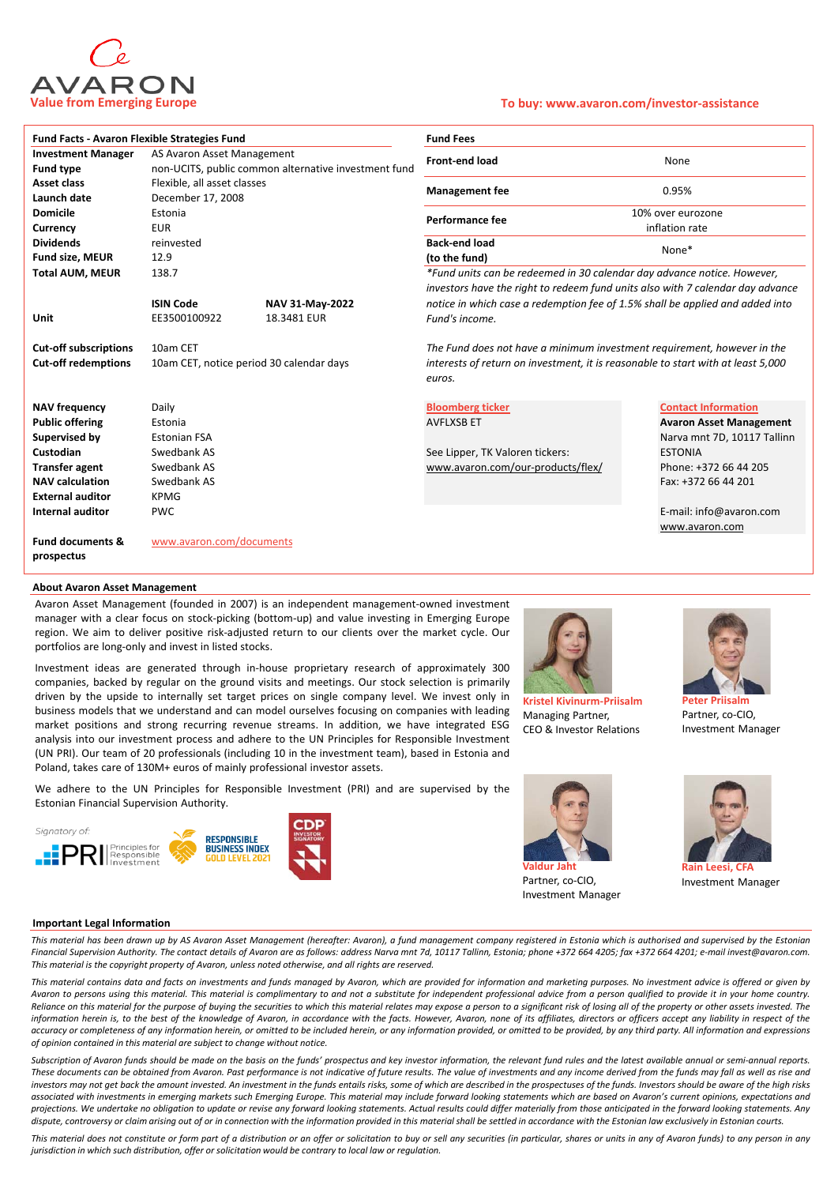AVARON
Value from Emerging Europe

To buy: www.avaron.com/investor-assistance

| Fund Facts - Avaron Flexible Strategies Fund | | |
|---|---|---|
| **Investment Manager** | AS Avaron Asset Management | |
| **Fund type** | non-UCITS, public common alternative investment fund | |
| **Asset class** | Flexible, all asset classes | |
| **Launch date** | December 17, 2008 | |
| **Domicile** | Estonia | |
| **Currency** | EUR | |
| **Dividends** | reinvested | |
| **Fund size, MEUR** | 12.9 | |
| **Total AUM, MEUR** | 138.7 | |
| | **ISIN Code** | **NAV 31-May-2022** |
| **Unit** | EE3500100922 | 18.3481 EUR |
| **Cut-off subscriptions** | 10am CET | |
| **Cut-off redemptions** | 10am CET, notice period 30 calendar days | |
| **NAV frequency** | Daily | |
| **Public offering** | Estonia | |
| **Supervised by** | Estonian FSA | |
| **Custodian** | Swedbank AS | |
| **Transfer agent** | Swedbank AS | |
| **NAV calculation** | Swedbank AS | |
| **External auditor** | KPMG | |
| **Internal auditor** | PWC | |
| **Fund documents & prospectus** | www.avaron.com/documents | |

| Fund Fees | |
|---|---|
| **Front-end load** | None |
| **Management fee** | 0.95% |
| **Performance fee** | 10% over eurozone inflation rate |
| **Back-end load (to the fund)** | None* |

*\*Fund units can be redeemed in 30 calendar day advance notice. However, investors have the right to redeem fund units also with 7 calendar day advance notice in which case a redemption fee of 1.5% shall be applied and added into Fund's income.*

*The Fund does not have a minimum investment requirement, however in the interests of return on investment, it is reasonable to start with at least 5,000 euros.*

**Bloomberg ticker**
AVFLXSB ET

See Lipper, TK Valoren tickers:
www.avaron.com/our-products/flex/

**Contact Information**
**Avaron Asset Management**
Narva mnt 7D, 10117 Tallinn
ESTONIA
Phone: +372 66 44 205
Fax: +372 66 44 201

E-mail: info@avaron.com
www.avaron.com

## About Avaron Asset Management

Avaron Asset Management (founded in 2007) is an independent management-owned investment manager with a clear focus on stock-picking (bottom-up) and value investing in Emerging Europe region. We aim to deliver positive risk-adjusted return to our clients over the market cycle. Our portfolios are long-only and invest in listed stocks.

Investment ideas are generated through in-house proprietary research of approximately 300 companies, backed by regular on the ground visits and meetings. Our stock selection is primarily driven by the upside to internally set target prices on single company level. We invest only in business models that we understand and can model ourselves focusing on companies with leading market positions and strong recurring revenue streams. In addition, we have integrated ESG analysis into our investment process and adhere to the UN Principles for Responsible Investment (UN PRI). Our team of 20 professionals (including 10 in the investment team), based in Estonia and Poland, takes care of 130M+ euros of mainly professional investor assets.

We adhere to the UN Principles for Responsible Investment (PRI) and are supervised by the Estonian Financial Supervision Authority.

Signatory of: PRI Principles for Responsible Investment; RESPONSIBLE BUSINESS INDEX GOLD LEVEL 2021; CDP INVESTOR SIGNATORY

**Kristel Kivinurm-Priisalm**
Managing Partner,
CEO & Investor Relations

**Peter Priisalm**
Partner, co-CIO,
Investment Manager

**Valdur Jaht**
Partner, co-CIO,
Investment Manager

**Rain Leesi, CFA**
Investment Manager

## Important Legal Information

*This material has been drawn up by AS Avaron Asset Management (hereafter: Avaron), a fund management company registered in Estonia which is authorised and supervised by the Estonian Financial Supervision Authority. The contact details of Avaron are as follows: address Narva mnt 7d, 10117 Tallinn, Estonia; phone +372 664 4205; fax +372 664 4201; e-mail invest@avaron.com. This material is the copyright property of Avaron, unless noted otherwise, and all rights are reserved.*

*This material contains data and facts on investments and funds managed by Avaron, which are provided for information and marketing purposes. No investment advice is offered or given by Avaron to persons using this material. This material is complimentary to and not a substitute for independent professional advice from a person qualified to provide it in your home country. Reliance on this material for the purpose of buying the securities to which this material relates may expose a person to a significant risk of losing all of the property or other assets invested. The information herein is, to the best of the knowledge of Avaron, in accordance with the facts. However, Avaron, none of its affiliates, directors or officers accept any liability in respect of the accuracy or completeness of any information herein, or omitted to be included herein, or any information provided, or omitted to be provided, by any third party. All information and expressions of opinion contained in this material are subject to change without notice.*

*Subscription of Avaron funds should be made on the basis on the funds' prospectus and key investor information, the relevant fund rules and the latest available annual or semi-annual reports. These documents can be obtained from Avaron. Past performance is not indicative of future results. The value of investments and any income derived from the funds may fall as well as rise and investors may not get back the amount invested. An investment in the funds entails risks, some of which are described in the prospectuses of the funds. Investors should be aware of the high risks associated with investments in emerging markets such Emerging Europe. This material may include forward looking statements which are based on Avaron's current opinions, expectations and projections. We undertake no obligation to update or revise any forward looking statements. Actual results could differ materially from those anticipated in the forward looking statements. Any dispute, controversy or claim arising out of or in connection with the information provided in this material shall be settled in accordance with the Estonian law exclusively in Estonian courts.*

*This material does not constitute or form part of a distribution or an offer or solicitation to buy or sell any securities (in particular, shares or units in any of Avaron funds) to any person in any jurisdiction in which such distribution, offer or solicitation would be contrary to local law or regulation.*